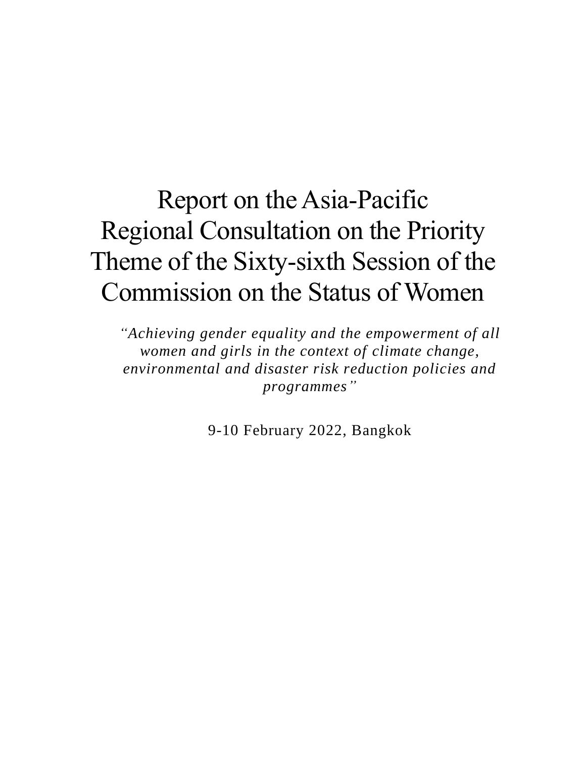# Report on the Asia-Pacific Regional Consultation on the Priority Theme of the Sixty-sixth Session of the Commission on the Status of Women

*"Achieving gender equality and the empowerment of all women and girls in the context of climate change, environmental and disaster risk reduction policies and programmes"*

9-10 February 2022, Bangkok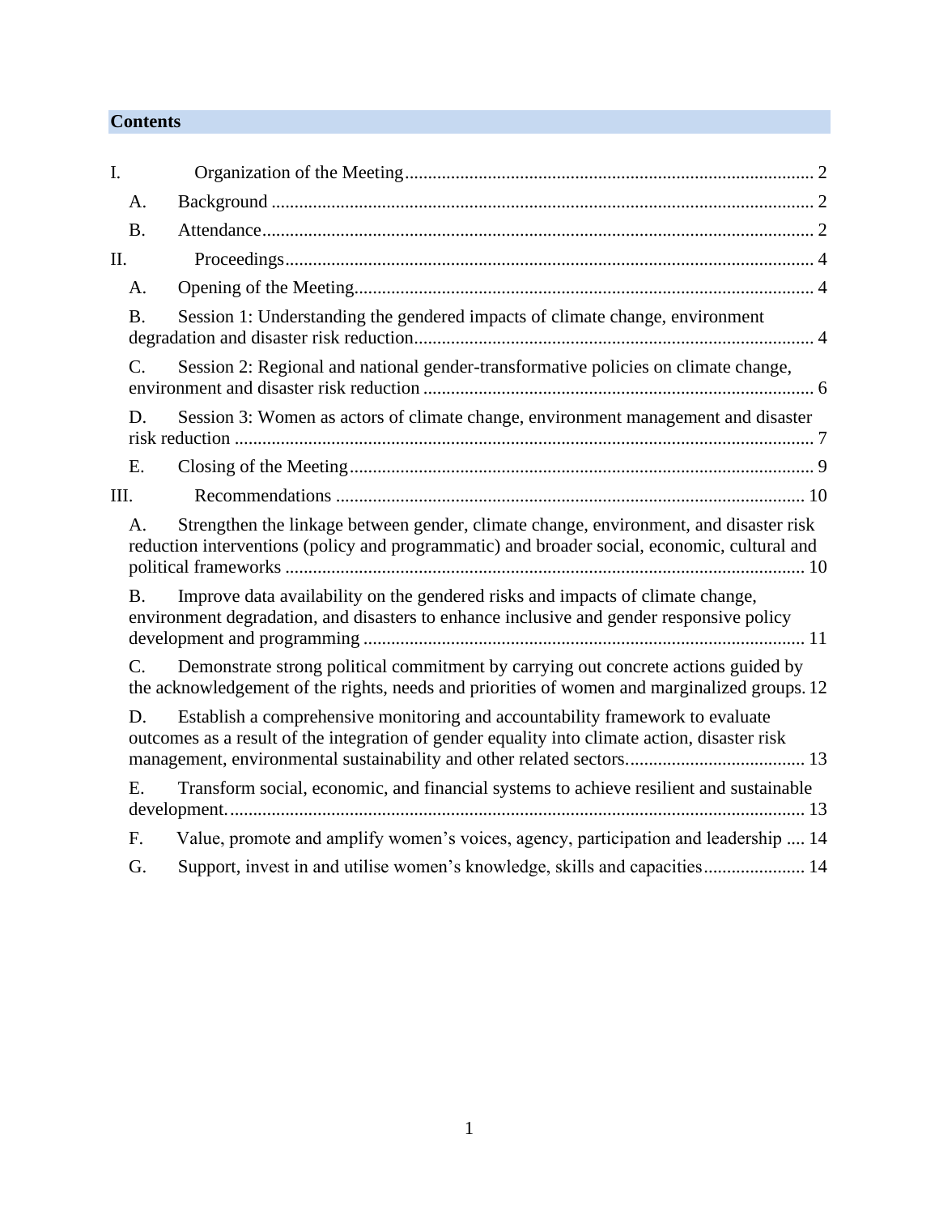## Contents

I. Organization of the Meeting ........................................................................................ 2

  A. Background ..................................................................................................... 2

  B. Attendance ....................................................................................................... 2

II. Proceedings .................................................................................................... 4

  A. Opening of the Meeting ................................................................................... 4

  B. Session 1: Understanding the gendered impacts of climate change, environment degradation and disaster risk reduction ..................................................................................... 4

  C. Session 2: Regional and national gender-transformative policies on climate change, environment and disaster risk reduction .................................................................................... 6

  D. Session 3: Women as actors of climate change, environment management and disaster risk reduction ............................................................................................................. 7

  E. Closing of the Meeting .................................................................................... 9

III. Recommendations ..................................................................................... 10

  A. Strengthen the linkage between gender, climate change, environment, and disaster risk reduction interventions (policy and programmatic) and broader social, economic, cultural and political frameworks ................................................................................................ 10

  B. Improve data availability on the gendered risks and impacts of climate change, environment degradation, and disasters to enhance inclusive and gender responsive policy development and programming ............................................................................... 11

  C. Demonstrate strong political commitment by carrying out concrete actions guided by the acknowledgement of the rights, needs and priorities of women and marginalized groups. 12

  D. Establish a comprehensive monitoring and accountability framework to evaluate outcomes as a result of the integration of gender equality into climate action, disaster risk management, environmental sustainability and other related sectors. ...................................... 13

  E. Transform social, economic, and financial systems to achieve resilient and sustainable development. .............................................................................................................. 13

  F. Value, promote and amplify women's voices, agency, participation and leadership .... 14

  G. Support, invest in and utilise women's knowledge, skills and capacities ...................... 14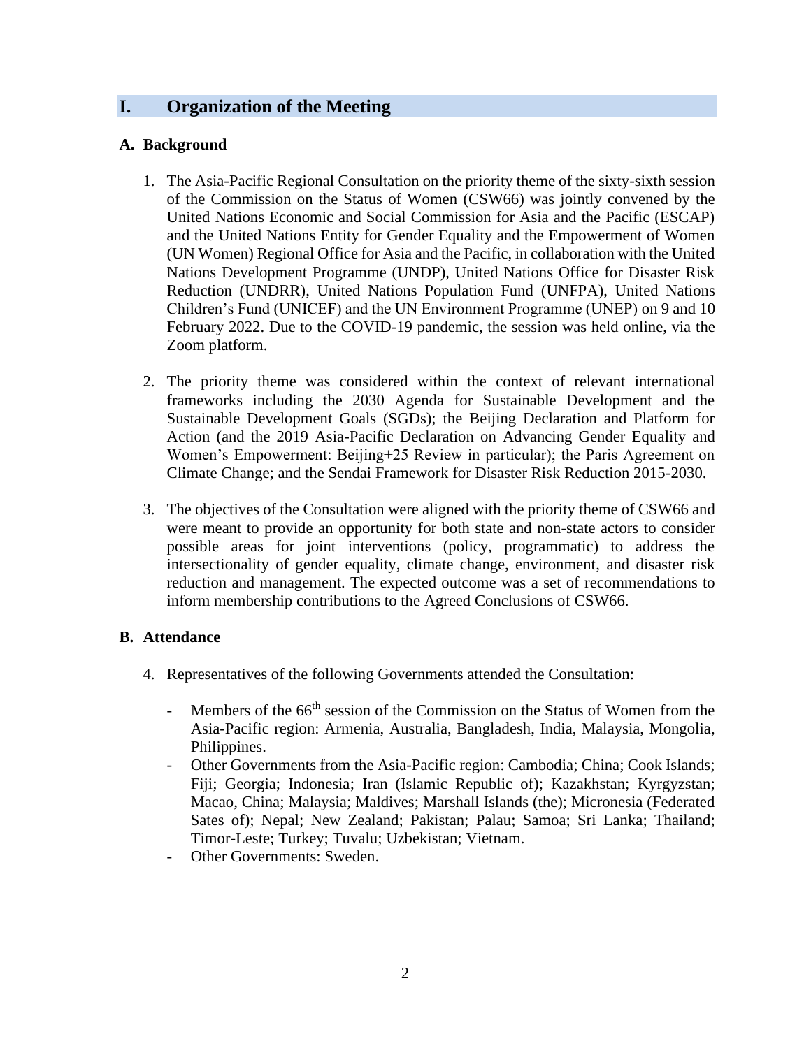# I. Organization of the Meeting

## A. Background

1. The Asia-Pacific Regional Consultation on the priority theme of the sixty-sixth session of the Commission on the Status of Women (CSW66) was jointly convened by the United Nations Economic and Social Commission for Asia and the Pacific (ESCAP) and the United Nations Entity for Gender Equality and the Empowerment of Women (UN Women) Regional Office for Asia and the Pacific, in collaboration with the United Nations Development Programme (UNDP), United Nations Office for Disaster Risk Reduction (UNDRR), United Nations Population Fund (UNFPA), United Nations Children's Fund (UNICEF) and the UN Environment Programme (UNEP) on 9 and 10 February 2022. Due to the COVID-19 pandemic, the session was held online, via the Zoom platform.

2. The priority theme was considered within the context of relevant international frameworks including the 2030 Agenda for Sustainable Development and the Sustainable Development Goals (SDGs); the Beijing Declaration and Platform for Action (and the 2019 Asia-Pacific Declaration on Advancing Gender Equality and Women's Empowerment: Beijing+25 Review in particular); the Paris Agreement on Climate Change; and the Sendai Framework for Disaster Risk Reduction 2015-2030.

3. The objectives of the Consultation were aligned with the priority theme of CSW66 and were meant to provide an opportunity for both state and non-state actors to consider possible areas for joint interventions (policy, programmatic) to address the intersectionality of gender equality, climate change, environment, and disaster risk reduction and management. The expected outcome was a set of recommendations to inform membership contributions to the Agreed Conclusions of CSW66.

## B. Attendance

4. Representatives of the following Governments attended the Consultation:

   - Members of the 66th session of the Commission on the Status of Women from the Asia-Pacific region: Armenia, Australia, Bangladesh, India, Malaysia, Mongolia, Philippines.
   - Other Governments from the Asia-Pacific region: Cambodia; China; Cook Islands; Fiji; Georgia; Indonesia; Iran (Islamic Republic of); Kazakhstan; Kyrgyzstan; Macao, China; Malaysia; Maldives; Marshall Islands (the); Micronesia (Federated Sates of); Nepal; New Zealand; Pakistan; Palau; Samoa; Sri Lanka; Thailand; Timor-Leste; Turkey; Tuvalu; Uzbekistan; Vietnam.
   - Other Governments: Sweden.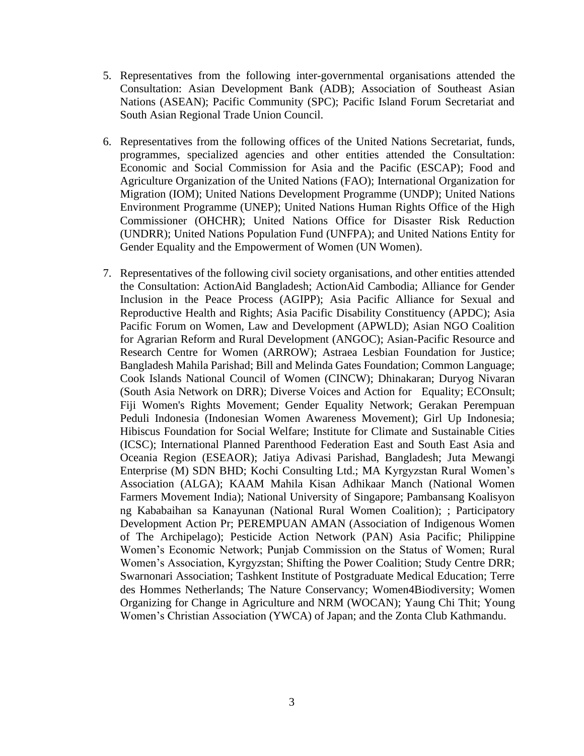5. Representatives from the following inter-governmental organisations attended the Consultation: Asian Development Bank (ADB); Association of Southeast Asian Nations (ASEAN); Pacific Community (SPC); Pacific Island Forum Secretariat and South Asian Regional Trade Union Council.

6. Representatives from the following offices of the United Nations Secretariat, funds, programmes, specialized agencies and other entities attended the Consultation: Economic and Social Commission for Asia and the Pacific (ESCAP); Food and Agriculture Organization of the United Nations (FAO); International Organization for Migration (IOM); United Nations Development Programme (UNDP); United Nations Environment Programme (UNEP); United Nations Human Rights Office of the High Commissioner (OHCHR); United Nations Office for Disaster Risk Reduction (UNDRR); United Nations Population Fund (UNFPA); and United Nations Entity for Gender Equality and the Empowerment of Women (UN Women).

7. Representatives of the following civil society organisations, and other entities attended the Consultation: ActionAid Bangladesh; ActionAid Cambodia; Alliance for Gender Inclusion in the Peace Process (AGIPP); Asia Pacific Alliance for Sexual and Reproductive Health and Rights; Asia Pacific Disability Constituency (APDC); Asia Pacific Forum on Women, Law and Development (APWLD); Asian NGO Coalition for Agrarian Reform and Rural Development (ANGOC); Asian-Pacific Resource and Research Centre for Women (ARROW); Astraea Lesbian Foundation for Justice; Bangladesh Mahila Parishad; Bill and Melinda Gates Foundation; Common Language; Cook Islands National Council of Women (CINCW); Dhinakaran; Duryog Nivaran (South Asia Network on DRR); Diverse Voices and Action for Equality; ECOnsult; Fiji Women's Rights Movement; Gender Equality Network; Gerakan Perempuan Peduli Indonesia (Indonesian Women Awareness Movement); Girl Up Indonesia; Hibiscus Foundation for Social Welfare; Institute for Climate and Sustainable Cities (ICSC); International Planned Parenthood Federation East and South East Asia and Oceania Region (ESEAOR); Jatiya Adivasi Parishad, Bangladesh; Juta Mewangi Enterprise (M) SDN BHD; Kochi Consulting Ltd.; MA Kyrgyzstan Rural Women's Association (ALGA); KAAM Mahila Kisan Adhikaar Manch (National Women Farmers Movement India); National University of Singapore; Pambansang Koalisyon ng Kababaihan sa Kanayunan (National Rural Women Coalition); ; Participatory Development Action Pr; PEREMPUAN AMAN (Association of Indigenous Women of The Archipelago); Pesticide Action Network (PAN) Asia Pacific; Philippine Women's Economic Network; Punjab Commission on the Status of Women; Rural Women's Association, Kyrgyzstan; Shifting the Power Coalition; Study Centre DRR; Swarnonari Association; Tashkent Institute of Postgraduate Medical Education; Terre des Hommes Netherlands; The Nature Conservancy; Women4Biodiversity; Women Organizing for Change in Agriculture and NRM (WOCAN); Yaung Chi Thit; Young Women's Christian Association (YWCA) of Japan; and the Zonta Club Kathmandu.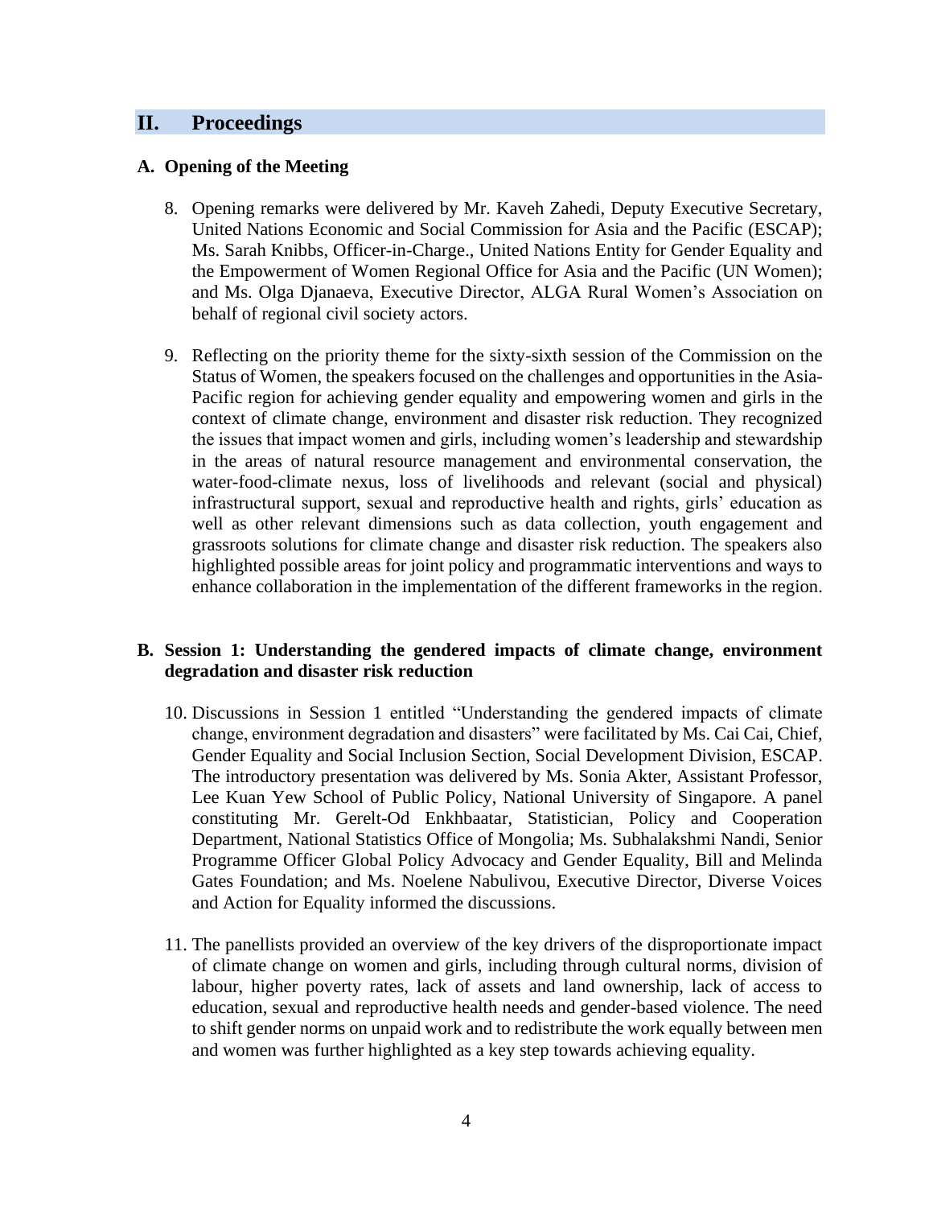## II. Proceedings

### A. Opening of the Meeting

8. Opening remarks were delivered by Mr. Kaveh Zahedi, Deputy Executive Secretary, United Nations Economic and Social Commission for Asia and the Pacific (ESCAP); Ms. Sarah Knibbs, Officer-in-Charge., United Nations Entity for Gender Equality and the Empowerment of Women Regional Office for Asia and the Pacific (UN Women); and Ms. Olga Djanaeva, Executive Director, ALGA Rural Women's Association on behalf of regional civil society actors.

9. Reflecting on the priority theme for the sixty-sixth session of the Commission on the Status of Women, the speakers focused on the challenges and opportunities in the Asia-Pacific region for achieving gender equality and empowering women and girls in the context of climate change, environment and disaster risk reduction. They recognized the issues that impact women and girls, including women's leadership and stewardship in the areas of natural resource management and environmental conservation, the water-food-climate nexus, loss of livelihoods and relevant (social and physical) infrastructural support, sexual and reproductive health and rights, girls' education as well as other relevant dimensions such as data collection, youth engagement and grassroots solutions for climate change and disaster risk reduction. The speakers also highlighted possible areas for joint policy and programmatic interventions and ways to enhance collaboration in the implementation of the different frameworks in the region.

### B. Session 1: Understanding the gendered impacts of climate change, environment degradation and disaster risk reduction

10. Discussions in Session 1 entitled "Understanding the gendered impacts of climate change, environment degradation and disasters" were facilitated by Ms. Cai Cai, Chief, Gender Equality and Social Inclusion Section, Social Development Division, ESCAP. The introductory presentation was delivered by Ms. Sonia Akter, Assistant Professor, Lee Kuan Yew School of Public Policy, National University of Singapore. A panel constituting Mr. Gerelt-Od Enkhbaatar, Statistician, Policy and Cooperation Department, National Statistics Office of Mongolia; Ms. Subhalakshmi Nandi, Senior Programme Officer Global Policy Advocacy and Gender Equality, Bill and Melinda Gates Foundation; and Ms. Noelene Nabulivou, Executive Director, Diverse Voices and Action for Equality informed the discussions.

11. The panellists provided an overview of the key drivers of the disproportionate impact of climate change on women and girls, including through cultural norms, division of labour, higher poverty rates, lack of assets and land ownership, lack of access to education, sexual and reproductive health needs and gender-based violence. The need to shift gender norms on unpaid work and to redistribute the work equally between men and women was further highlighted as a key step towards achieving equality.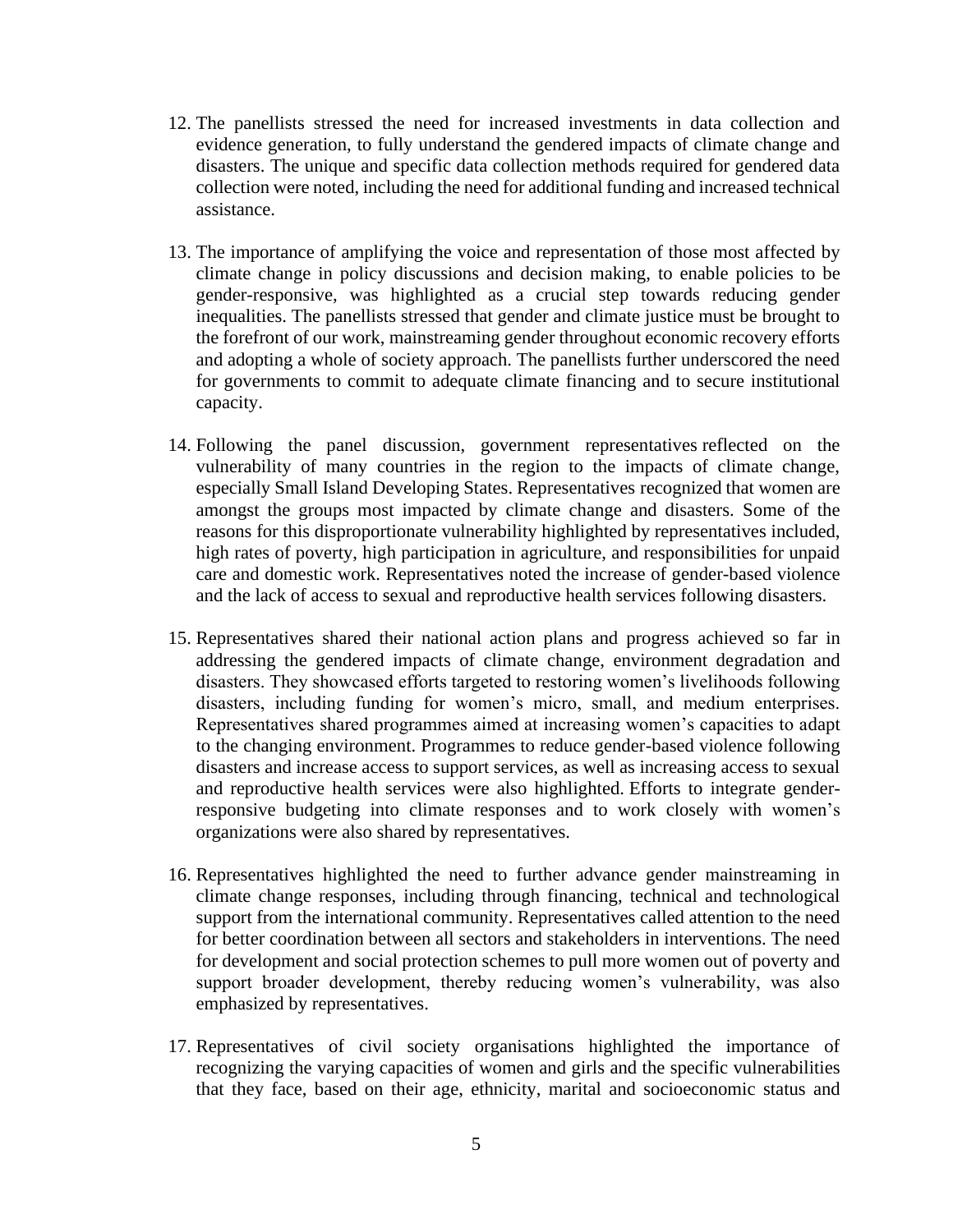12. The panellists stressed the need for increased investments in data collection and evidence generation, to fully understand the gendered impacts of climate change and disasters. The unique and specific data collection methods required for gendered data collection were noted, including the need for additional funding and increased technical assistance.

13. The importance of amplifying the voice and representation of those most affected by climate change in policy discussions and decision making, to enable policies to be gender-responsive, was highlighted as a crucial step towards reducing gender inequalities. The panellists stressed that gender and climate justice must be brought to the forefront of our work, mainstreaming gender throughout economic recovery efforts and adopting a whole of society approach. The panellists further underscored the need for governments to commit to adequate climate financing and to secure institutional capacity.

14. Following the panel discussion, government representatives reflected on the vulnerability of many countries in the region to the impacts of climate change, especially Small Island Developing States. Representatives recognized that women are amongst the groups most impacted by climate change and disasters. Some of the reasons for this disproportionate vulnerability highlighted by representatives included, high rates of poverty, high participation in agriculture, and responsibilities for unpaid care and domestic work. Representatives noted the increase of gender-based violence and the lack of access to sexual and reproductive health services following disasters.

15. Representatives shared their national action plans and progress achieved so far in addressing the gendered impacts of climate change, environment degradation and disasters. They showcased efforts targeted to restoring women's livelihoods following disasters, including funding for women's micro, small, and medium enterprises. Representatives shared programmes aimed at increasing women's capacities to adapt to the changing environment. Programmes to reduce gender-based violence following disasters and increase access to support services, as well as increasing access to sexual and reproductive health services were also highlighted. Efforts to integrate gender-responsive budgeting into climate responses and to work closely with women's organizations were also shared by representatives.

16. Representatives highlighted the need to further advance gender mainstreaming in climate change responses, including through financing, technical and technological support from the international community. Representatives called attention to the need for better coordination between all sectors and stakeholders in interventions. The need for development and social protection schemes to pull more women out of poverty and support broader development, thereby reducing women's vulnerability, was also emphasized by representatives.

17. Representatives of civil society organisations highlighted the importance of recognizing the varying capacities of women and girls and the specific vulnerabilities that they face, based on their age, ethnicity, marital and socioeconomic status and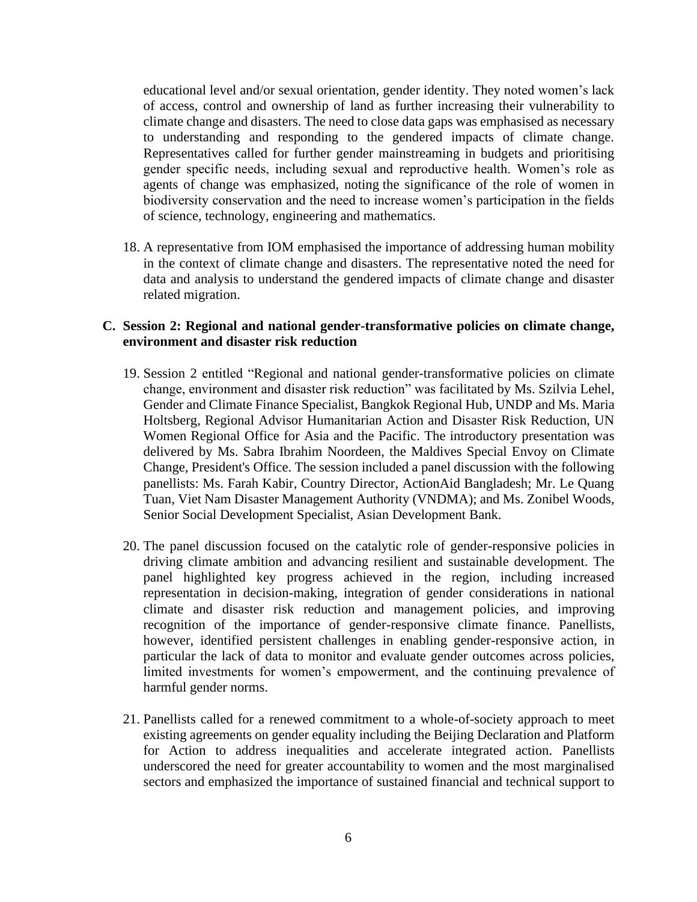educational level and/or sexual orientation, gender identity. They noted women's lack of access, control and ownership of land as further increasing their vulnerability to climate change and disasters. The need to close data gaps was emphasised as necessary to understanding and responding to the gendered impacts of climate change. Representatives called for further gender mainstreaming in budgets and prioritising gender specific needs, including sexual and reproductive health. Women's role as agents of change was emphasized, noting the significance of the role of women in biodiversity conservation and the need to increase women's participation in the fields of science, technology, engineering and mathematics.

18. A representative from IOM emphasised the importance of addressing human mobility in the context of climate change and disasters. The representative noted the need for data and analysis to understand the gendered impacts of climate change and disaster related migration.

### C. Session 2: Regional and national gender-transformative policies on climate change, environment and disaster risk reduction

19. Session 2 entitled "Regional and national gender-transformative policies on climate change, environment and disaster risk reduction" was facilitated by Ms. Szilvia Lehel, Gender and Climate Finance Specialist, Bangkok Regional Hub, UNDP and Ms. Maria Holtsberg, Regional Advisor Humanitarian Action and Disaster Risk Reduction, UN Women Regional Office for Asia and the Pacific. The introductory presentation was delivered by Ms. Sabra Ibrahim Noordeen, the Maldives Special Envoy on Climate Change, President's Office. The session included a panel discussion with the following panellists: Ms. Farah Kabir, Country Director, ActionAid Bangladesh; Mr. Le Quang Tuan, Viet Nam Disaster Management Authority (VNDMA); and Ms. Zonibel Woods, Senior Social Development Specialist, Asian Development Bank.

20. The panel discussion focused on the catalytic role of gender-responsive policies in driving climate ambition and advancing resilient and sustainable development. The panel highlighted key progress achieved in the region, including increased representation in decision-making, integration of gender considerations in national climate and disaster risk reduction and management policies, and improving recognition of the importance of gender-responsive climate finance. Panellists, however, identified persistent challenges in enabling gender-responsive action, in particular the lack of data to monitor and evaluate gender outcomes across policies, limited investments for women's empowerment, and the continuing prevalence of harmful gender norms.

21. Panellists called for a renewed commitment to a whole-of-society approach to meet existing agreements on gender equality including the Beijing Declaration and Platform for Action to address inequalities and accelerate integrated action. Panellists underscored the need for greater accountability to women and the most marginalised sectors and emphasized the importance of sustained financial and technical support to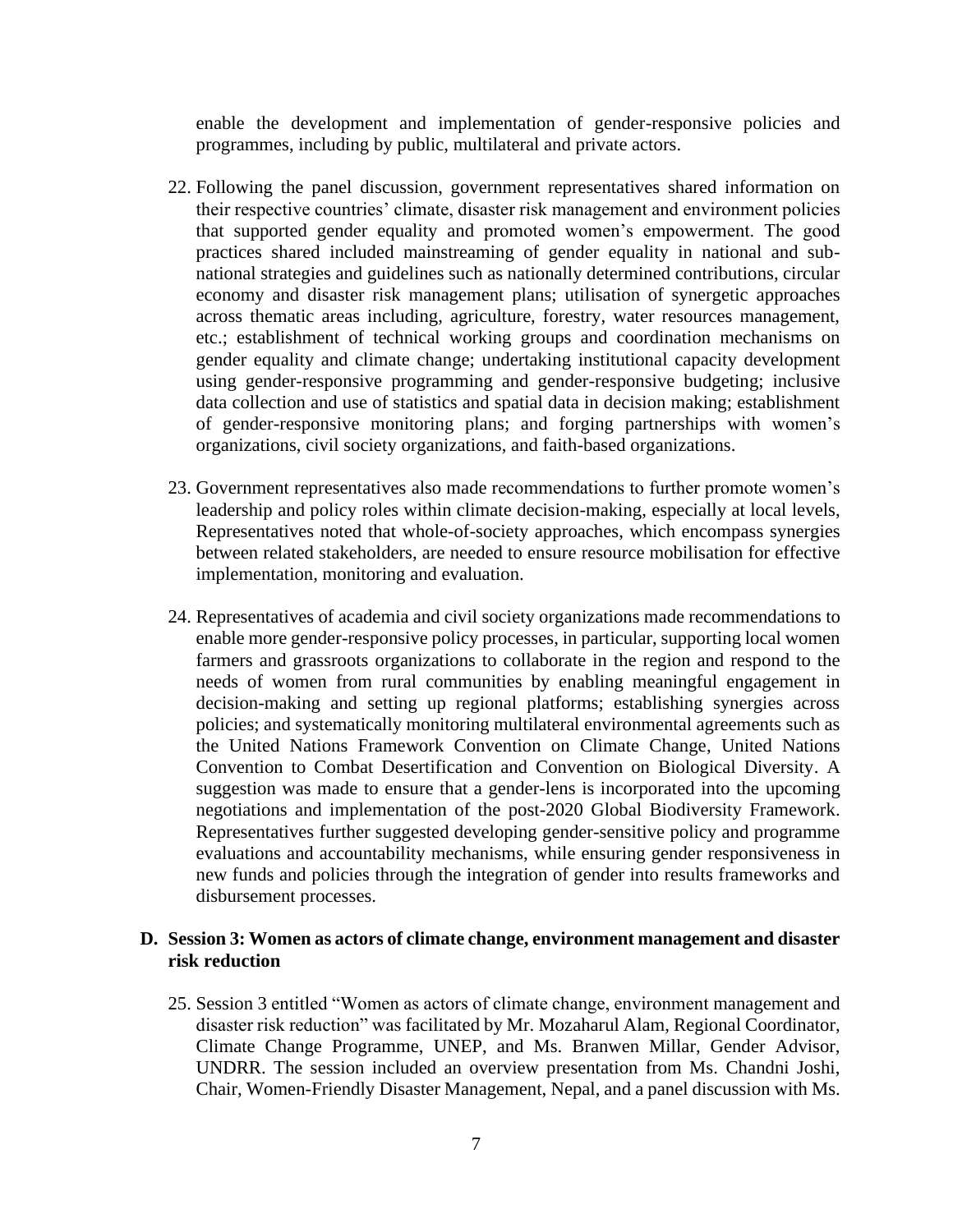enable the development and implementation of gender-responsive policies and programmes, including by public, multilateral and private actors.

22. Following the panel discussion, government representatives shared information on their respective countries' climate, disaster risk management and environment policies that supported gender equality and promoted women's empowerment. The good practices shared included mainstreaming of gender equality in national and sub-national strategies and guidelines such as nationally determined contributions, circular economy and disaster risk management plans; utilisation of synergetic approaches across thematic areas including, agriculture, forestry, water resources management, etc.; establishment of technical working groups and coordination mechanisms on gender equality and climate change; undertaking institutional capacity development using gender-responsive programming and gender-responsive budgeting; inclusive data collection and use of statistics and spatial data in decision making; establishment of gender-responsive monitoring plans; and forging partnerships with women's organizations, civil society organizations, and faith-based organizations.

23. Government representatives also made recommendations to further promote women's leadership and policy roles within climate decision-making, especially at local levels, Representatives noted that whole-of-society approaches, which encompass synergies between related stakeholders, are needed to ensure resource mobilisation for effective implementation, monitoring and evaluation.

24. Representatives of academia and civil society organizations made recommendations to enable more gender-responsive policy processes, in particular, supporting local women farmers and grassroots organizations to collaborate in the region and respond to the needs of women from rural communities by enabling meaningful engagement in decision-making and setting up regional platforms; establishing synergies across policies; and systematically monitoring multilateral environmental agreements such as the United Nations Framework Convention on Climate Change, United Nations Convention to Combat Desertification and Convention on Biological Diversity. A suggestion was made to ensure that a gender-lens is incorporated into the upcoming negotiations and implementation of the post-2020 Global Biodiversity Framework. Representatives further suggested developing gender-sensitive policy and programme evaluations and accountability mechanisms, while ensuring gender responsiveness in new funds and policies through the integration of gender into results frameworks and disbursement processes.

### D. Session 3: Women as actors of climate change, environment management and disaster risk reduction

25. Session 3 entitled "Women as actors of climate change, environment management and disaster risk reduction" was facilitated by Mr. Mozaharul Alam, Regional Coordinator, Climate Change Programme, UNEP, and Ms. Branwen Millar, Gender Advisor, UNDRR. The session included an overview presentation from Ms. Chandni Joshi, Chair, Women-Friendly Disaster Management, Nepal, and a panel discussion with Ms.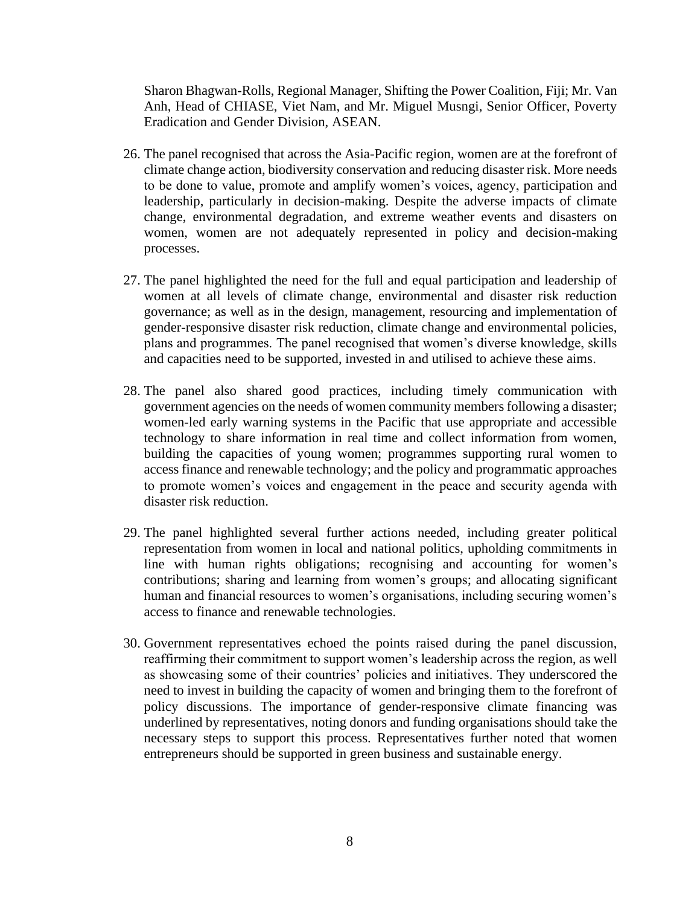Sharon Bhagwan-Rolls, Regional Manager, Shifting the Power Coalition, Fiji; Mr. Van Anh, Head of CHIASE, Viet Nam, and Mr. Miguel Musngi, Senior Officer, Poverty Eradication and Gender Division, ASEAN.

26. The panel recognised that across the Asia-Pacific region, women are at the forefront of climate change action, biodiversity conservation and reducing disaster risk. More needs to be done to value, promote and amplify women's voices, agency, participation and leadership, particularly in decision-making. Despite the adverse impacts of climate change, environmental degradation, and extreme weather events and disasters on women, women are not adequately represented in policy and decision-making processes.

27. The panel highlighted the need for the full and equal participation and leadership of women at all levels of climate change, environmental and disaster risk reduction governance; as well as in the design, management, resourcing and implementation of gender-responsive disaster risk reduction, climate change and environmental policies, plans and programmes. The panel recognised that women's diverse knowledge, skills and capacities need to be supported, invested in and utilised to achieve these aims.

28. The panel also shared good practices, including timely communication with government agencies on the needs of women community members following a disaster; women-led early warning systems in the Pacific that use appropriate and accessible technology to share information in real time and collect information from women, building the capacities of young women; programmes supporting rural women to access finance and renewable technology; and the policy and programmatic approaches to promote women's voices and engagement in the peace and security agenda with disaster risk reduction.

29. The panel highlighted several further actions needed, including greater political representation from women in local and national politics, upholding commitments in line with human rights obligations; recognising and accounting for women's contributions; sharing and learning from women's groups; and allocating significant human and financial resources to women's organisations, including securing women's access to finance and renewable technologies.

30. Government representatives echoed the points raised during the panel discussion, reaffirming their commitment to support women's leadership across the region, as well as showcasing some of their countries' policies and initiatives. They underscored the need to invest in building the capacity of women and bringing them to the forefront of policy discussions. The importance of gender-responsive climate financing was underlined by representatives, noting donors and funding organisations should take the necessary steps to support this process. Representatives further noted that women entrepreneurs should be supported in green business and sustainable energy.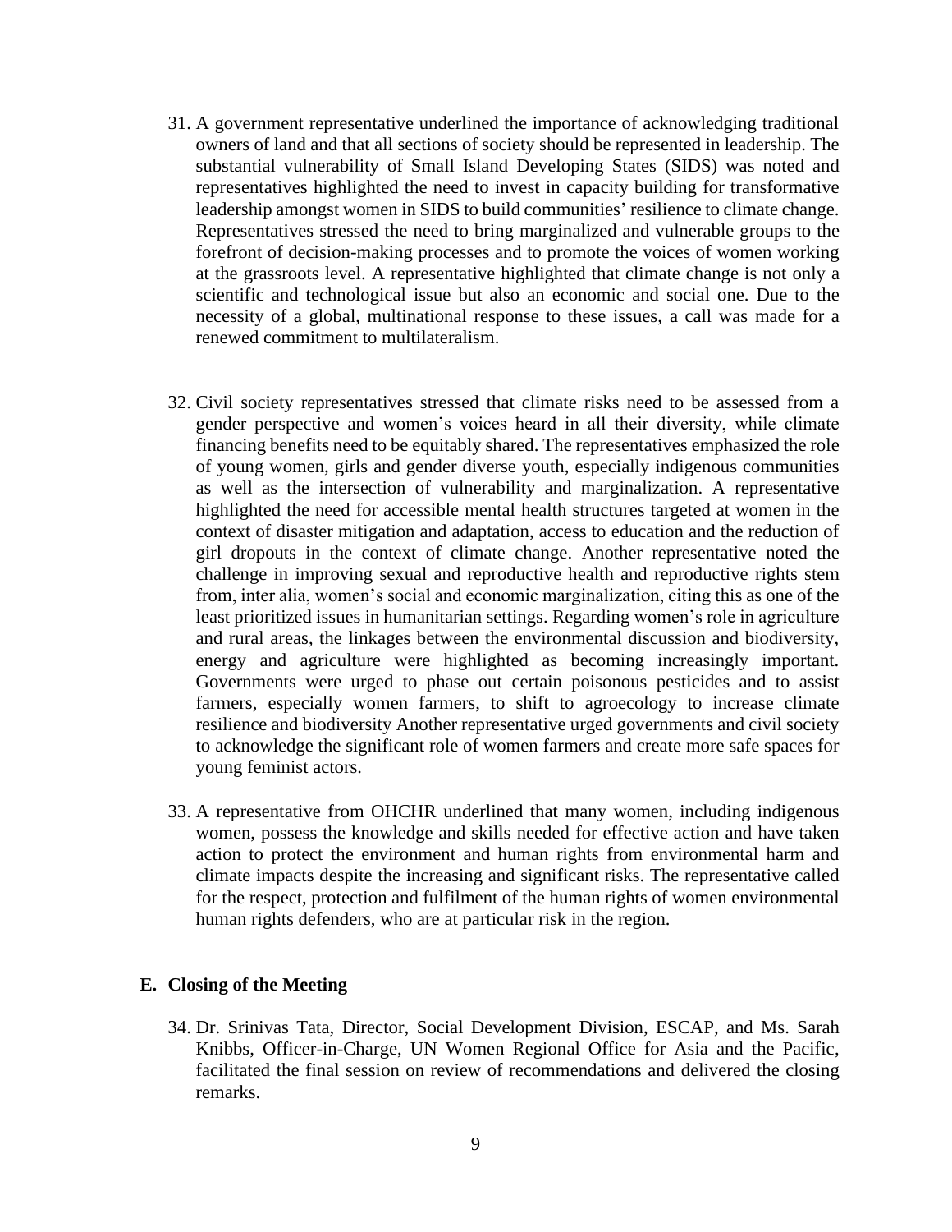31. A government representative underlined the importance of acknowledging traditional owners of land and that all sections of society should be represented in leadership. The substantial vulnerability of Small Island Developing States (SIDS) was noted and representatives highlighted the need to invest in capacity building for transformative leadership amongst women in SIDS to build communities' resilience to climate change. Representatives stressed the need to bring marginalized and vulnerable groups to the forefront of decision-making processes and to promote the voices of women working at the grassroots level. A representative highlighted that climate change is not only a scientific and technological issue but also an economic and social one. Due to the necessity of a global, multinational response to these issues, a call was made for a renewed commitment to multilateralism.

32. Civil society representatives stressed that climate risks need to be assessed from a gender perspective and women's voices heard in all their diversity, while climate financing benefits need to be equitably shared. The representatives emphasized the role of young women, girls and gender diverse youth, especially indigenous communities as well as the intersection of vulnerability and marginalization. A representative highlighted the need for accessible mental health structures targeted at women in the context of disaster mitigation and adaptation, access to education and the reduction of girl dropouts in the context of climate change. Another representative noted the challenge in improving sexual and reproductive health and reproductive rights stem from, inter alia, women's social and economic marginalization, citing this as one of the least prioritized issues in humanitarian settings. Regarding women's role in agriculture and rural areas, the linkages between the environmental discussion and biodiversity, energy and agriculture were highlighted as becoming increasingly important. Governments were urged to phase out certain poisonous pesticides and to assist farmers, especially women farmers, to shift to agroecology to increase climate resilience and biodiversity Another representative urged governments and civil society to acknowledge the significant role of women farmers and create more safe spaces for young feminist actors.

33. A representative from OHCHR underlined that many women, including indigenous women, possess the knowledge and skills needed for effective action and have taken action to protect the environment and human rights from environmental harm and climate impacts despite the increasing and significant risks. The representative called for the respect, protection and fulfilment of the human rights of women environmental human rights defenders, who are at particular risk in the region.

### E. Closing of the Meeting

34. Dr. Srinivas Tata, Director, Social Development Division, ESCAP, and Ms. Sarah Knibbs, Officer-in-Charge, UN Women Regional Office for Asia and the Pacific, facilitated the final session on review of recommendations and delivered the closing remarks.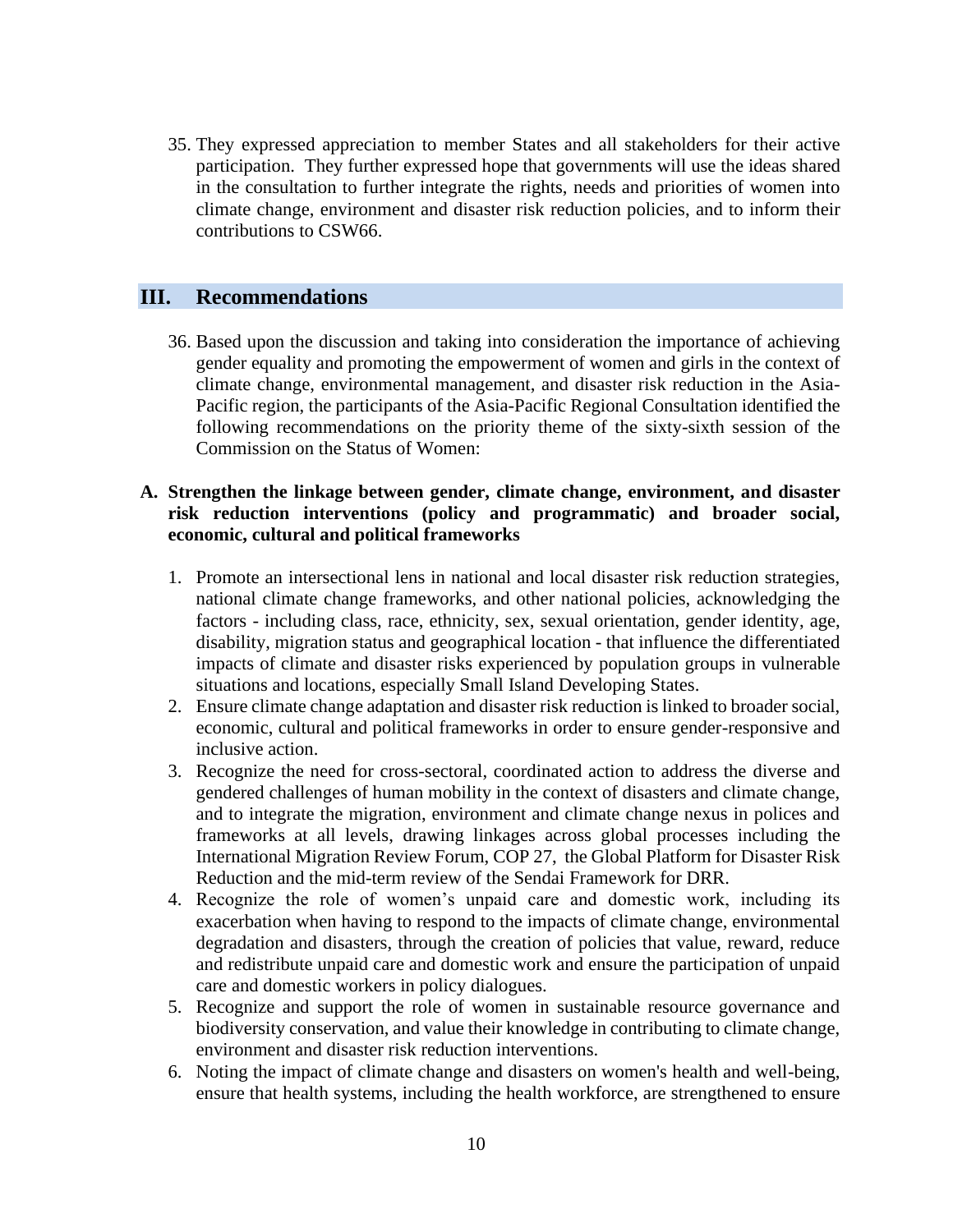35. They expressed appreciation to member States and all stakeholders for their active participation. They further expressed hope that governments will use the ideas shared in the consultation to further integrate the rights, needs and priorities of women into climate change, environment and disaster risk reduction policies, and to inform their contributions to CSW66.

## III. Recommendations

36. Based upon the discussion and taking into consideration the importance of achieving gender equality and promoting the empowerment of women and girls in the context of climate change, environmental management, and disaster risk reduction in the Asia-Pacific region, the participants of the Asia-Pacific Regional Consultation identified the following recommendations on the priority theme of the sixty-sixth session of the Commission on the Status of Women:

### A. Strengthen the linkage between gender, climate change, environment, and disaster risk reduction interventions (policy and programmatic) and broader social, economic, cultural and political frameworks

1. Promote an intersectional lens in national and local disaster risk reduction strategies, national climate change frameworks, and other national policies, acknowledging the factors - including class, race, ethnicity, sex, sexual orientation, gender identity, age, disability, migration status and geographical location - that influence the differentiated impacts of climate and disaster risks experienced by population groups in vulnerable situations and locations, especially Small Island Developing States.
2. Ensure climate change adaptation and disaster risk reduction is linked to broader social, economic, cultural and political frameworks in order to ensure gender-responsive and inclusive action.
3. Recognize the need for cross-sectoral, coordinated action to address the diverse and gendered challenges of human mobility in the context of disasters and climate change, and to integrate the migration, environment and climate change nexus in polices and frameworks at all levels, drawing linkages across global processes including the International Migration Review Forum, COP 27, the Global Platform for Disaster Risk Reduction and the mid-term review of the Sendai Framework for DRR.
4. Recognize the role of women's unpaid care and domestic work, including its exacerbation when having to respond to the impacts of climate change, environmental degradation and disasters, through the creation of policies that value, reward, reduce and redistribute unpaid care and domestic work and ensure the participation of unpaid care and domestic workers in policy dialogues.
5. Recognize and support the role of women in sustainable resource governance and biodiversity conservation, and value their knowledge in contributing to climate change, environment and disaster risk reduction interventions.
6. Noting the impact of climate change and disasters on women's health and well-being, ensure that health systems, including the health workforce, are strengthened to ensure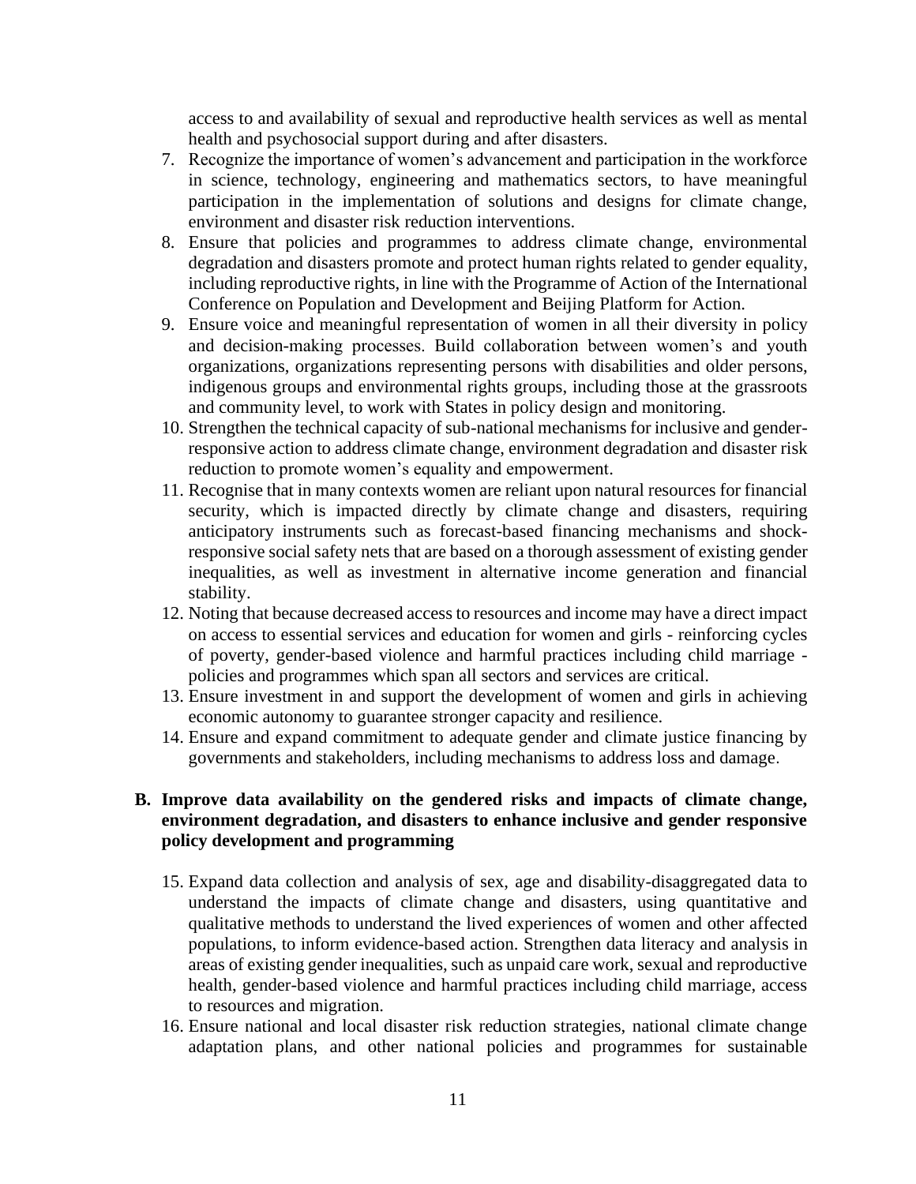access to and availability of sexual and reproductive health services as well as mental health and psychosocial support during and after disasters.

7. Recognize the importance of women's advancement and participation in the workforce in science, technology, engineering and mathematics sectors, to have meaningful participation in the implementation of solutions and designs for climate change, environment and disaster risk reduction interventions.
8. Ensure that policies and programmes to address climate change, environmental degradation and disasters promote and protect human rights related to gender equality, including reproductive rights, in line with the Programme of Action of the International Conference on Population and Development and Beijing Platform for Action.
9. Ensure voice and meaningful representation of women in all their diversity in policy and decision-making processes. Build collaboration between women's and youth organizations, organizations representing persons with disabilities and older persons, indigenous groups and environmental rights groups, including those at the grassroots and community level, to work with States in policy design and monitoring.
10. Strengthen the technical capacity of sub-national mechanisms for inclusive and gender-responsive action to address climate change, environment degradation and disaster risk reduction to promote women's equality and empowerment.
11. Recognise that in many contexts women are reliant upon natural resources for financial security, which is impacted directly by climate change and disasters, requiring anticipatory instruments such as forecast-based financing mechanisms and shock-responsive social safety nets that are based on a thorough assessment of existing gender inequalities, as well as investment in alternative income generation and financial stability.
12. Noting that because decreased access to resources and income may have a direct impact on access to essential services and education for women and girls - reinforcing cycles of poverty, gender-based violence and harmful practices including child marriage - policies and programmes which span all sectors and services are critical.
13. Ensure investment in and support the development of women and girls in achieving economic autonomy to guarantee stronger capacity and resilience.
14. Ensure and expand commitment to adequate gender and climate justice financing by governments and stakeholders, including mechanisms to address loss and damage.

### B. Improve data availability on the gendered risks and impacts of climate change, environment degradation, and disasters to enhance inclusive and gender responsive policy development and programming

15. Expand data collection and analysis of sex, age and disability-disaggregated data to understand the impacts of climate change and disasters, using quantitative and qualitative methods to understand the lived experiences of women and other affected populations, to inform evidence-based action. Strengthen data literacy and analysis in areas of existing gender inequalities, such as unpaid care work, sexual and reproductive health, gender-based violence and harmful practices including child marriage, access to resources and migration.
16. Ensure national and local disaster risk reduction strategies, national climate change adaptation plans, and other national policies and programmes for sustainable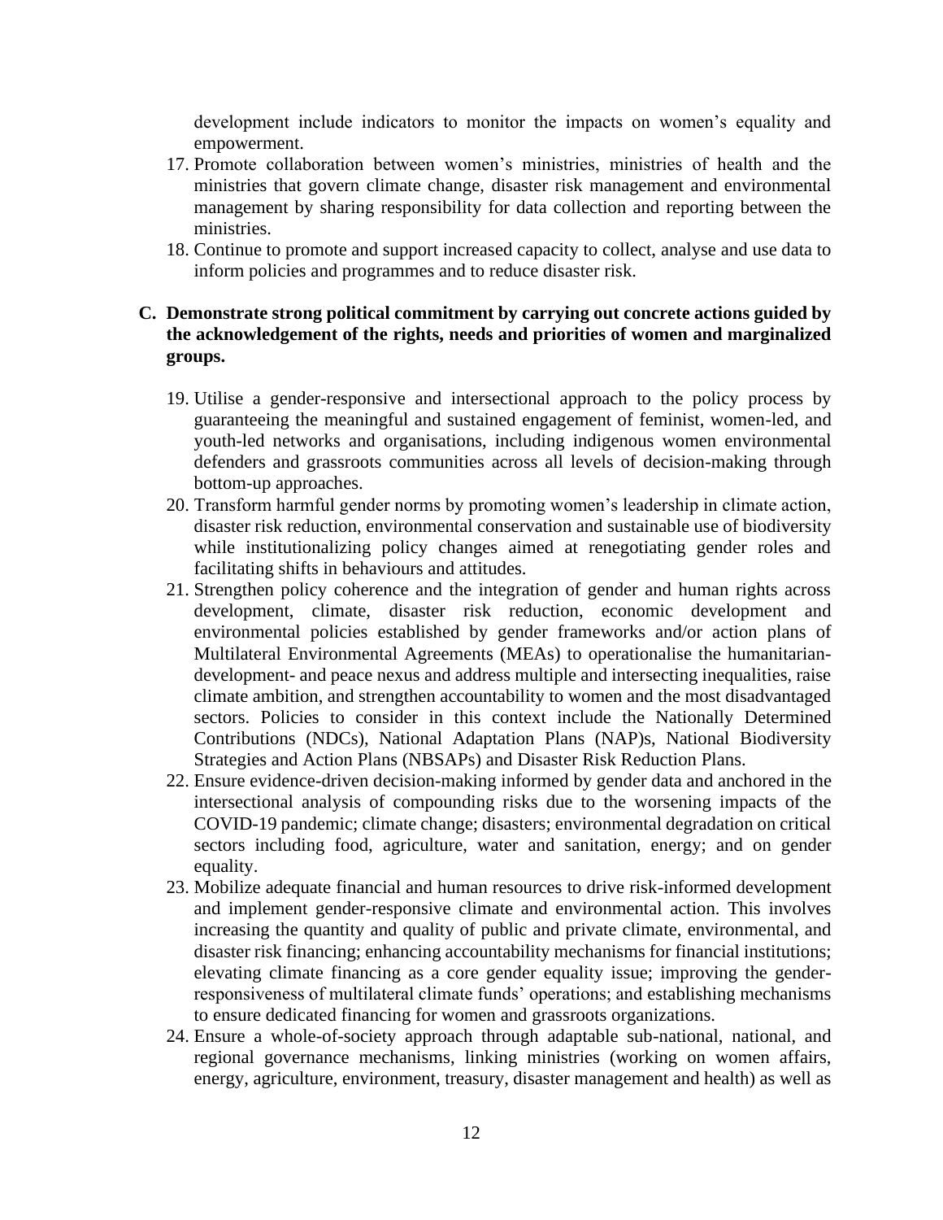development include indicators to monitor the impacts on women's equality and empowerment.

17. Promote collaboration between women's ministries, ministries of health and the ministries that govern climate change, disaster risk management and environmental management by sharing responsibility for data collection and reporting between the ministries.
18. Continue to promote and support increased capacity to collect, analyse and use data to inform policies and programmes and to reduce disaster risk.

**C. Demonstrate strong political commitment by carrying out concrete actions guided by the acknowledgement of the rights, needs and priorities of women and marginalized groups.**

19. Utilise a gender-responsive and intersectional approach to the policy process by guaranteeing the meaningful and sustained engagement of feminist, women-led, and youth-led networks and organisations, including indigenous women environmental defenders and grassroots communities across all levels of decision-making through bottom-up approaches.
20. Transform harmful gender norms by promoting women's leadership in climate action, disaster risk reduction, environmental conservation and sustainable use of biodiversity while institutionalizing policy changes aimed at renegotiating gender roles and facilitating shifts in behaviours and attitudes.
21. Strengthen policy coherence and the integration of gender and human rights across development, climate, disaster risk reduction, economic development and environmental policies established by gender frameworks and/or action plans of Multilateral Environmental Agreements (MEAs) to operationalise the humanitarian-development- and peace nexus and address multiple and intersecting inequalities, raise climate ambition, and strengthen accountability to women and the most disadvantaged sectors. Policies to consider in this context include the Nationally Determined Contributions (NDCs), National Adaptation Plans (NAP)s, National Biodiversity Strategies and Action Plans (NBSAPs) and Disaster Risk Reduction Plans.
22. Ensure evidence-driven decision-making informed by gender data and anchored in the intersectional analysis of compounding risks due to the worsening impacts of the COVID-19 pandemic; climate change; disasters; environmental degradation on critical sectors including food, agriculture, water and sanitation, energy; and on gender equality.
23. Mobilize adequate financial and human resources to drive risk-informed development and implement gender-responsive climate and environmental action. This involves increasing the quantity and quality of public and private climate, environmental, and disaster risk financing; enhancing accountability mechanisms for financial institutions; elevating climate financing as a core gender equality issue; improving the gender-responsiveness of multilateral climate funds' operations; and establishing mechanisms to ensure dedicated financing for women and grassroots organizations.
24. Ensure a whole-of-society approach through adaptable sub-national, national, and regional governance mechanisms, linking ministries (working on women affairs, energy, agriculture, environment, treasury, disaster management and health) as well as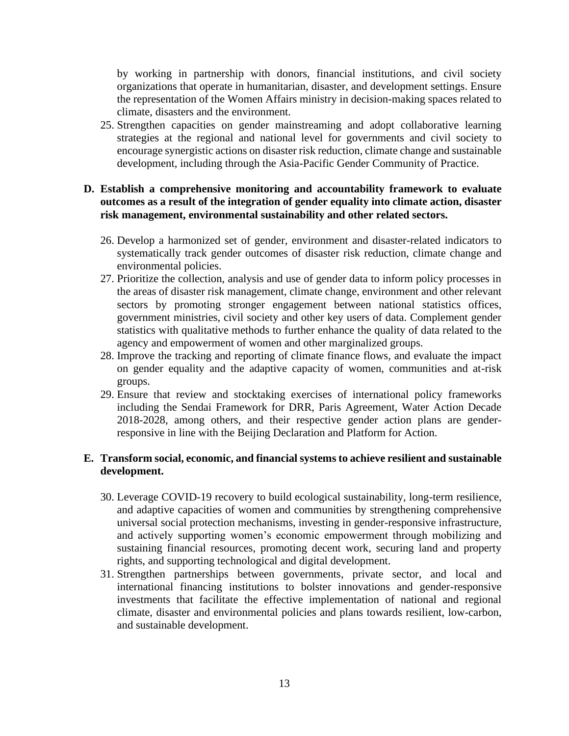by working in partnership with donors, financial institutions, and civil society organizations that operate in humanitarian, disaster, and development settings. Ensure the representation of the Women Affairs ministry in decision-making spaces related to climate, disasters and the environment.

25. Strengthen capacities on gender mainstreaming and adopt collaborative learning strategies at the regional and national level for governments and civil society to encourage synergistic actions on disaster risk reduction, climate change and sustainable development, including through the Asia-Pacific Gender Community of Practice.

**D. Establish a comprehensive monitoring and accountability framework to evaluate outcomes as a result of the integration of gender equality into climate action, disaster risk management, environmental sustainability and other related sectors.**

26. Develop a harmonized set of gender, environment and disaster-related indicators to systematically track gender outcomes of disaster risk reduction, climate change and environmental policies.
27. Prioritize the collection, analysis and use of gender data to inform policy processes in the areas of disaster risk management, climate change, environment and other relevant sectors by promoting stronger engagement between national statistics offices, government ministries, civil society and other key users of data. Complement gender statistics with qualitative methods to further enhance the quality of data related to the agency and empowerment of women and other marginalized groups.
28. Improve the tracking and reporting of climate finance flows, and evaluate the impact on gender equality and the adaptive capacity of women, communities and at-risk groups.
29. Ensure that review and stocktaking exercises of international policy frameworks including the Sendai Framework for DRR, Paris Agreement, Water Action Decade 2018-2028, among others, and their respective gender action plans are gender-responsive in line with the Beijing Declaration and Platform for Action.

**E. Transform social, economic, and financial systems to achieve resilient and sustainable development.**

30. Leverage COVID-19 recovery to build ecological sustainability, long-term resilience, and adaptive capacities of women and communities by strengthening comprehensive universal social protection mechanisms, investing in gender-responsive infrastructure, and actively supporting women's economic empowerment through mobilizing and sustaining financial resources, promoting decent work, securing land and property rights, and supporting technological and digital development.
31. Strengthen partnerships between governments, private sector, and local and international financing institutions to bolster innovations and gender-responsive investments that facilitate the effective implementation of national and regional climate, disaster and environmental policies and plans towards resilient, low-carbon, and sustainable development.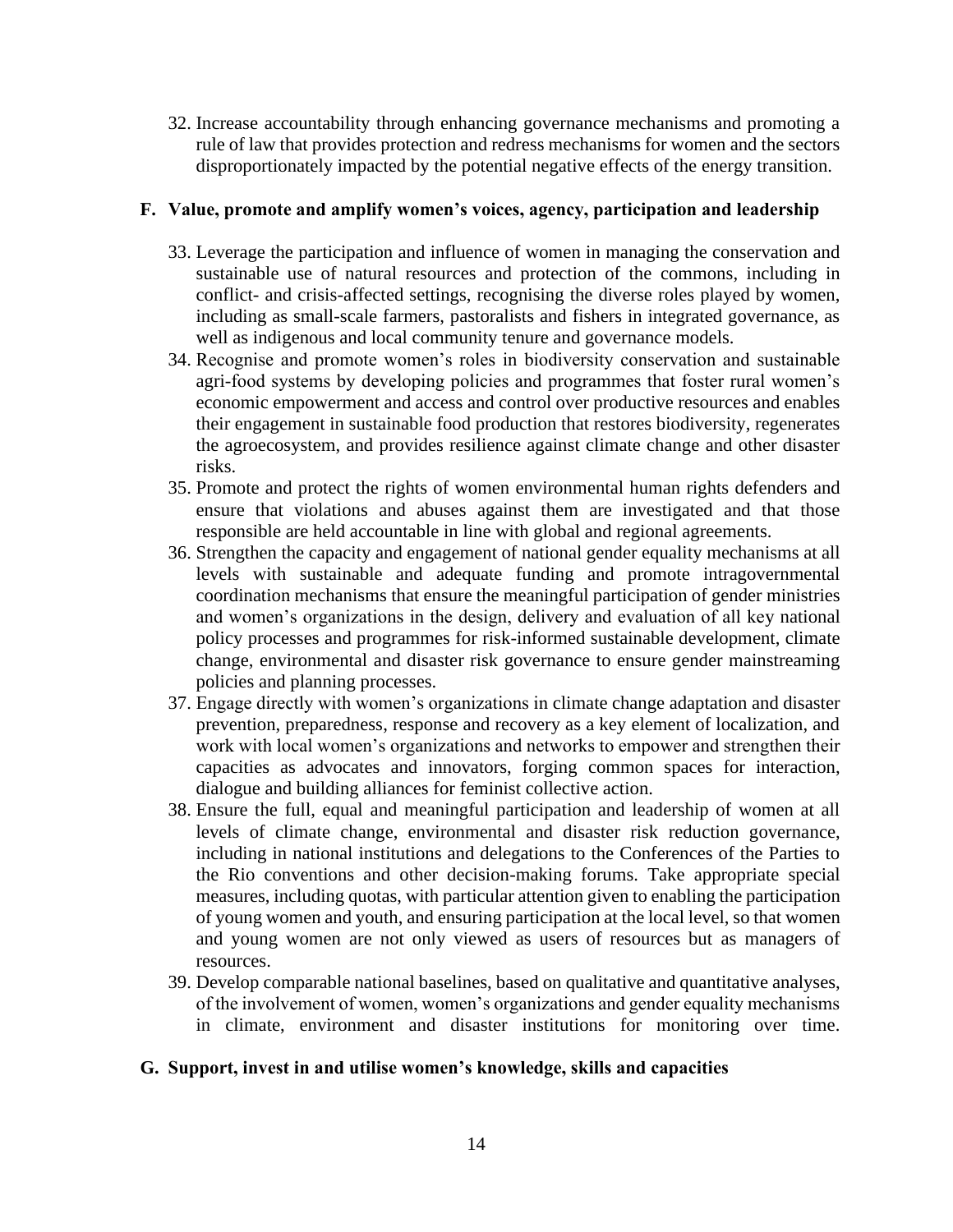32. Increase accountability through enhancing governance mechanisms and promoting a rule of law that provides protection and redress mechanisms for women and the sectors disproportionately impacted by the potential negative effects of the energy transition.

### F. Value, promote and amplify women's voices, agency, participation and leadership

33. Leverage the participation and influence of women in managing the conservation and sustainable use of natural resources and protection of the commons, including in conflict- and crisis-affected settings, recognising the diverse roles played by women, including as small-scale farmers, pastoralists and fishers in integrated governance, as well as indigenous and local community tenure and governance models.
34. Recognise and promote women's roles in biodiversity conservation and sustainable agri-food systems by developing policies and programmes that foster rural women's economic empowerment and access and control over productive resources and enables their engagement in sustainable food production that restores biodiversity, regenerates the agroecosystem, and provides resilience against climate change and other disaster risks.
35. Promote and protect the rights of women environmental human rights defenders and ensure that violations and abuses against them are investigated and that those responsible are held accountable in line with global and regional agreements.
36. Strengthen the capacity and engagement of national gender equality mechanisms at all levels with sustainable and adequate funding and promote intragovernmental coordination mechanisms that ensure the meaningful participation of gender ministries and women's organizations in the design, delivery and evaluation of all key national policy processes and programmes for risk-informed sustainable development, climate change, environmental and disaster risk governance to ensure gender mainstreaming policies and planning processes.
37. Engage directly with women's organizations in climate change adaptation and disaster prevention, preparedness, response and recovery as a key element of localization, and work with local women's organizations and networks to empower and strengthen their capacities as advocates and innovators, forging common spaces for interaction, dialogue and building alliances for feminist collective action.
38. Ensure the full, equal and meaningful participation and leadership of women at all levels of climate change, environmental and disaster risk reduction governance, including in national institutions and delegations to the Conferences of the Parties to the Rio conventions and other decision-making forums. Take appropriate special measures, including quotas, with particular attention given to enabling the participation of young women and youth, and ensuring participation at the local level, so that women and young women are not only viewed as users of resources but as managers of resources.
39. Develop comparable national baselines, based on qualitative and quantitative analyses, of the involvement of women, women's organizations and gender equality mechanisms in climate, environment and disaster institutions for monitoring over time.

### G. Support, invest in and utilise women's knowledge, skills and capacities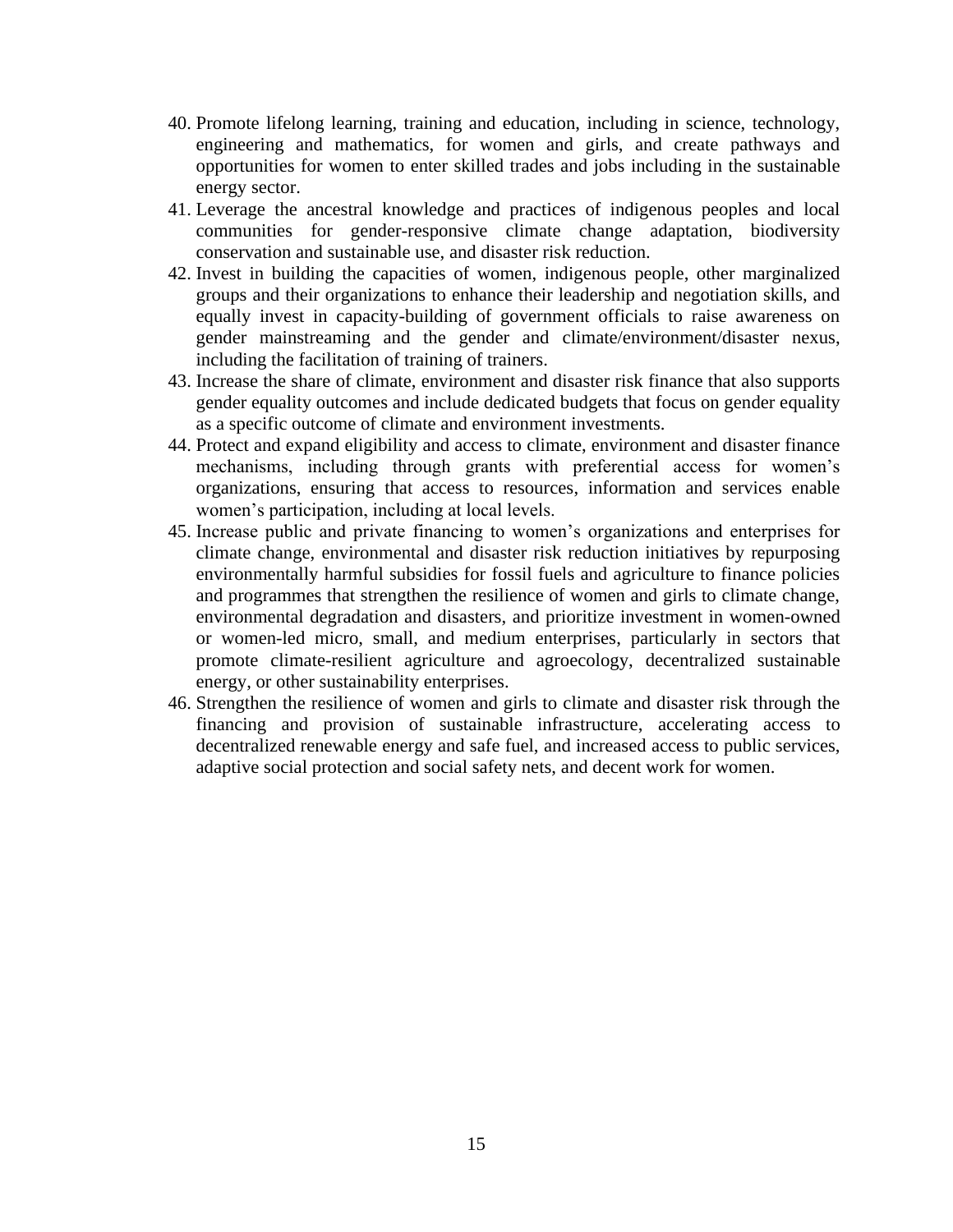40. Promote lifelong learning, training and education, including in science, technology, engineering and mathematics, for women and girls, and create pathways and opportunities for women to enter skilled trades and jobs including in the sustainable energy sector.
41. Leverage the ancestral knowledge and practices of indigenous peoples and local communities for gender-responsive climate change adaptation, biodiversity conservation and sustainable use, and disaster risk reduction.
42. Invest in building the capacities of women, indigenous people, other marginalized groups and their organizations to enhance their leadership and negotiation skills, and equally invest in capacity-building of government officials to raise awareness on gender mainstreaming and the gender and climate/environment/disaster nexus, including the facilitation of training of trainers.
43. Increase the share of climate, environment and disaster risk finance that also supports gender equality outcomes and include dedicated budgets that focus on gender equality as a specific outcome of climate and environment investments.
44. Protect and expand eligibility and access to climate, environment and disaster finance mechanisms, including through grants with preferential access for women's organizations, ensuring that access to resources, information and services enable women's participation, including at local levels.
45. Increase public and private financing to women's organizations and enterprises for climate change, environmental and disaster risk reduction initiatives by repurposing environmentally harmful subsidies for fossil fuels and agriculture to finance policies and programmes that strengthen the resilience of women and girls to climate change, environmental degradation and disasters, and prioritize investment in women-owned or women-led micro, small, and medium enterprises, particularly in sectors that promote climate-resilient agriculture and agroecology, decentralized sustainable energy, or other sustainability enterprises.
46. Strengthen the resilience of women and girls to climate and disaster risk through the financing and provision of sustainable infrastructure, accelerating access to decentralized renewable energy and safe fuel, and increased access to public services, adaptive social protection and social safety nets, and decent work for women.